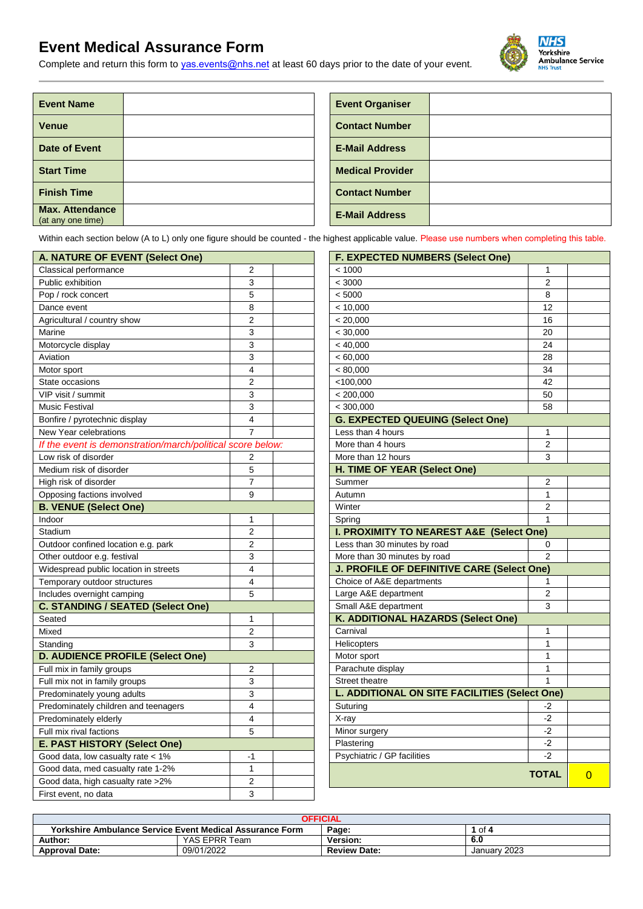# Event Medical Assurance Form

Complete and return this form to yas.events@nhs.net at least 60 days prior to the date of your event.

| Event Name | |
|---|---|
| Venue | |
| Date of Event | |
| Start Time | |
| Finish Time | |
| Max. Attendance (at any one time) | |

| Event Organiser | |
|---|---|
| Contact Number | |
| E-Mail Address | |
| Medical Provider | |
| Contact Number | |
| E-Mail Address | |

Within each section below (A to L) only one figure should be counted - the highest applicable value. Please use numbers when completing this table.

| A. NATURE OF EVENT (Select One) | | |
|---|---|---|
| Classical performance | 2 | |
| Public exhibition | 3 | |
| Pop / rock concert | 5 | |
| Dance event | 8 | |
| Agricultural / country show | 2 | |
| Marine | 3 | |
| Motorcycle display | 3 | |
| Aviation | 3 | |
| Motor sport | 4 | |
| State occasions | 2 | |
| VIP visit / summit | 3 | |
| Music Festival | 3 | |
| Bonfire / pyrotechnic display | 4 | |
| New Year celebrations | 7 | |
| *If the event is demonstration/march/political score below:* | | |
| Low risk of disorder | 2 | |
| Medium risk of disorder | 5 | |
| High risk of disorder | 7 | |
| Opposing factions involved | 9 | |
| **B. VENUE (Select One)** | | |
| Indoor | 1 | |
| Stadium | 2 | |
| Outdoor confined location e.g. park | 2 | |
| Other outdoor e.g. festival | 3 | |
| Widespread public location in streets | 4 | |
| Temporary outdoor structures | 4 | |
| Includes overnight camping | 5 | |
| **C. STANDING / SEATED (Select One)** | | |
| Seated | 1 | |
| Mixed | 2 | |
| Standing | 3 | |
| **D. AUDIENCE PROFILE (Select One)** | | |
| Full mix in family groups | 2 | |
| Full mix not in family groups | 3 | |
| Predominately young adults | 3 | |
| Predominately children and teenagers | 4 | |
| Predominately elderly | 4 | |
| Full mix rival factions | 5 | |
| **E. PAST HISTORY (Select One)** | | |
| Good data, low casualty rate < 1% | -1 | |
| Good data, med casualty rate 1-2% | 1 | |
| Good data, high casualty rate >2% | 2 | |
| First event, no data | 3 | |

| F. EXPECTED NUMBERS (Select One) | | |
|---|---|---|
| < 1000 | 1 | |
| < 3000 | 2 | |
| < 5000 | 8 | |
| < 10,000 | 12 | |
| < 20,000 | 16 | |
| < 30,000 | 20 | |
| < 40,000 | 24 | |
| < 60,000 | 28 | |
| < 80,000 | 34 | |
| <100,000 | 42 | |
| < 200,000 | 50 | |
| < 300,000 | 58 | |
| **G. EXPECTED QUEUING (Select One)** | | |
| Less than 4 hours | 1 | |
| More than 4 hours | 2 | |
| More than 12 hours | 3 | |
| **H. TIME OF YEAR (Select One)** | | |
| Summer | 2 | |
| Autumn | 1 | |
| Winter | 2 | |
| Spring | 1 | |
| **I. PROXIMITY TO NEAREST A&E (Select One)** | | |
| Less than 30 minutes by road | 0 | |
| More than 30 minutes by road | 2 | |
| **J. PROFILE OF DEFINITIVE CARE (Select One)** | | |
| Choice of A&E departments | 1 | |
| Large A&E department | 2 | |
| Small A&E department | 3 | |
| **K. ADDITIONAL HAZARDS (Select One)** | | |
| Carnival | 1 | |
| Helicopters | 1 | |
| Motor sport | 1 | |
| Parachute display | 1 | |
| Street theatre | 1 | |
| **L. ADDITIONAL ON SITE FACILITIES (Select One)** | | |
| Suturing | -2 | |
| X-ray | -2 | |
| Minor surgery | -2 | |
| Plastering | -2 | |
| Psychiatric / GP facilities | -2 | |
| | **TOTAL** | 0 |

OFFICIAL

| Yorkshire Ambulance Service Event Medical Assurance Form | | Page: | 1 of 4 |
|---|---|---|---|
| **Author:** | YAS EPRR Team | **Version:** | 6.0 |
| **Approval Date:** | 09/01/2022 | **Review Date:** | January 2023 |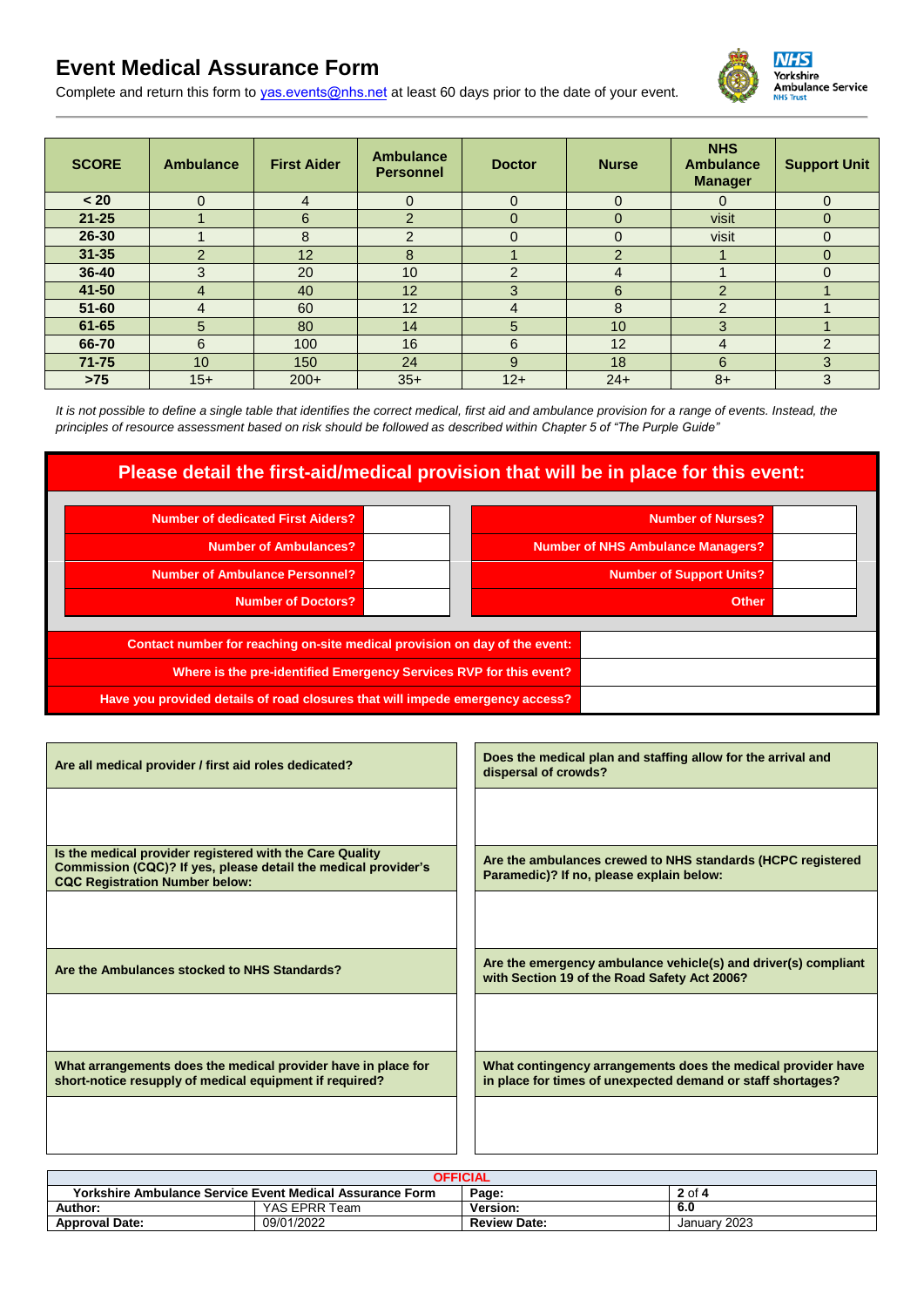# Event Medical Assurance Form

Complete and return this form to yas.events@nhs.net at least 60 days prior to the date of your event.

| SCORE | Ambulance | First Aider | Ambulance Personnel | Doctor | Nurse | NHS Ambulance Manager | Support Unit |
|---|---|---|---|---|---|---|---|
| < 20 | 0 | 4 | 0 | 0 | 0 | 0 | 0 |
| 21-25 | 1 | 6 | 2 | 0 | 0 | visit | 0 |
| 26-30 | 1 | 8 | 2 | 0 | 0 | visit | 0 |
| 31-35 | 2 | 12 | 8 | 1 | 2 | 1 | 0 |
| 36-40 | 3 | 20 | 10 | 2 | 4 | 1 | 0 |
| 41-50 | 4 | 40 | 12 | 3 | 6 | 2 | 1 |
| 51-60 | 4 | 60 | 12 | 4 | 8 | 2 | 1 |
| 61-65 | 5 | 80 | 14 | 5 | 10 | 3 | 1 |
| 66-70 | 6 | 100 | 16 | 6 | 12 | 4 | 2 |
| 71-75 | 10 | 150 | 24 | 9 | 18 | 6 | 3 |
| >75 | 15+ | 200+ | 35+ | 12+ | 24+ | 8+ | 3 |

*It is not possible to define a single table that identifies the correct medical, first aid and ambulance provision for a range of events. Instead, the principles of resource assessment based on risk should be followed as described within Chapter 5 of "The Purple Guide"*

## Please detail the first-aid/medical provision that will be in place for this event:

| | | | |
|---|---|---|---|
| **Number of dedicated First Aiders?** | | **Number of Nurses?** | |
| **Number of Ambulances?** | | **Number of NHS Ambulance Managers?** | |
| **Number of Ambulance Personnel?** | | **Number of Support Units?** | |
| **Number of Doctors?** | | **Other** | |

| | |
|---|---|
| **Contact number for reaching on-site medical provision on day of the event:** | |
| **Where is the pre-identified Emergency Services RVP for this event?** | |
| **Have you provided details of road closures that will impede emergency access?** | |

| | |
|---|---|
| **Are all medical provider / first aid roles dedicated?** | **Does the medical plan and staffing allow for the arrival and dispersal of crowds?** |
| | |
| **Is the medical provider registered with the Care Quality Commission (CQC)? If yes, please detail the medical provider's CQC Registration Number below:** | **Are the ambulances crewed to NHS standards (HCPC registered Paramedic)? If no, please explain below:** |
| | |
| **Are the Ambulances stocked to NHS Standards?** | **Are the emergency ambulance vehicle(s) and driver(s) compliant with Section 19 of the Road Safety Act 2006?** |
| | |
| **What arrangements does the medical provider have in place for short-notice resupply of medical equipment if required?** | **What contingency arrangements does the medical provider have in place for times of unexpected demand or staff shortages?** |
| | |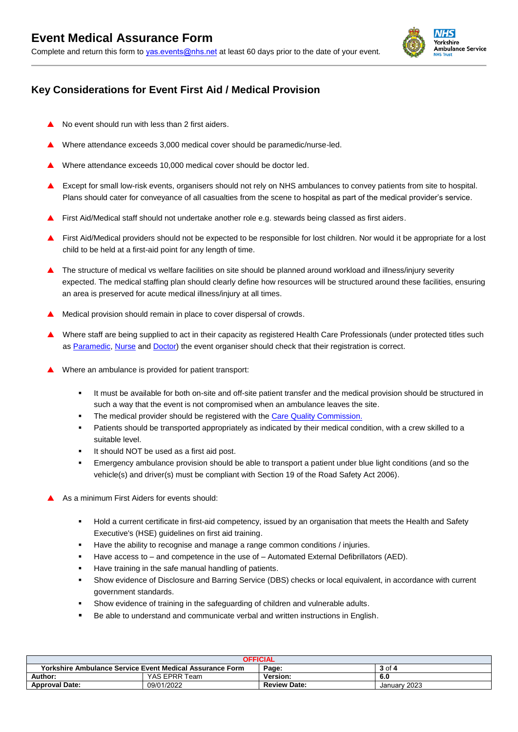# Event Medical Assurance Form

Complete and return this form to [yas.events@nhs.net](mailto:yas.events@nhs.net) at least 60 days prior to the date of your event.

## Key Considerations for Event First Aid / Medical Provision

- No event should run with less than 2 first aiders.
- Where attendance exceeds 3,000 medical cover should be paramedic/nurse-led.
- Where attendance exceeds 10,000 medical cover should be doctor led.
- Except for small low-risk events, organisers should not rely on NHS ambulances to convey patients from site to hospital. Plans should cater for conveyance of all casualties from the scene to hospital as part of the medical provider's service.
- First Aid/Medical staff should not undertake another role e.g. stewards being classed as first aiders.
- First Aid/Medical providers should not be expected to be responsible for lost children. Nor would it be appropriate for a lost child to be held at a first-aid point for any length of time.
- The structure of medical vs welfare facilities on site should be planned around workload and illness/injury severity expected. The medical staffing plan should clearly define how resources will be structured around these facilities, ensuring an area is preserved for acute medical illness/injury at all times.
- Medical provision should remain in place to cover dispersal of crowds.
- Where staff are being supplied to act in their capacity as registered Health Care Professionals (under protected titles such as Paramedic, Nurse and Doctor) the event organiser should check that their registration is correct.
- Where an ambulance is provided for patient transport:
  - It must be available for both on-site and off-site patient transfer and the medical provision should be structured in such a way that the event is not compromised when an ambulance leaves the site.
  - The medical provider should be registered with the Care Quality Commission.
  - Patients should be transported appropriately as indicated by their medical condition, with a crew skilled to a suitable level.
  - It should NOT be used as a first aid post.
  - Emergency ambulance provision should be able to transport a patient under blue light conditions (and so the vehicle(s) and driver(s) must be compliant with Section 19 of the Road Safety Act 2006).
- As a minimum First Aiders for events should:
  - Hold a current certificate in first-aid competency, issued by an organisation that meets the Health and Safety Executive's (HSE) guidelines on first aid training.
  - Have the ability to recognise and manage a range common conditions / injuries.
  - Have access to – and competence in the use of – Automated External Defibrillators (AED).
  - Have training in the safe manual handling of patients.
  - Show evidence of Disclosure and Barring Service (DBS) checks or local equivalent, in accordance with current government standards.
  - Show evidence of training in the safeguarding of children and vulnerable adults.
  - Be able to understand and communicate verbal and written instructions in English.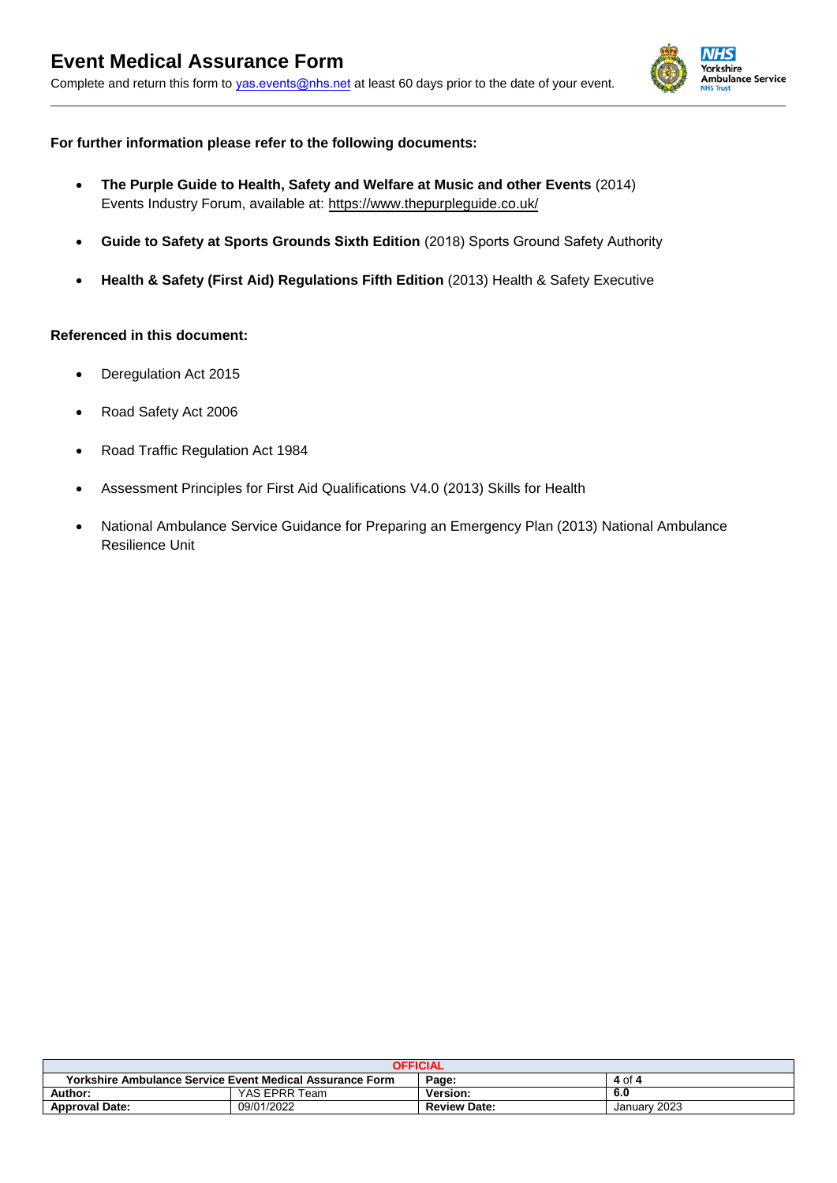**For further information please refer to the following documents:**

- **The Purple Guide to Health, Safety and Welfare at Music and other Events** (2014) Events Industry Forum, available at: https://www.thepurpleguide.co.uk/
- **Guide to Safety at Sports Grounds Sixth Edition** (2018) Sports Ground Safety Authority
- **Health & Safety (First Aid) Regulations Fifth Edition** (2013) Health & Safety Executive

**Referenced in this document:**

- Deregulation Act 2015
- Road Safety Act 2006
- Road Traffic Regulation Act 1984
- Assessment Principles for First Aid Qualifications V4.0 (2013) Skills for Health
- National Ambulance Service Guidance for Preparing an Emergency Plan (2013) National Ambulance Resilience Unit